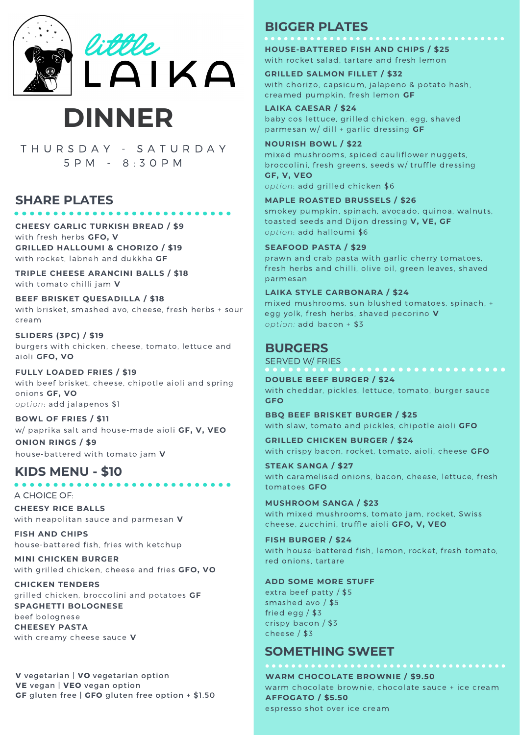# little LAIKA

# DINNER

THURSDAY - SATURDAY
5PM - 8:30PM

## SHARE PLATES

**CHEESY GARLIC TURKISH BREAD / $9**
with fresh herbs **GFO, V**

**GRILLED HALLOUMI & CHORIZO / $19**
with rocket, labneh and dukkha **GF**

**TRIPLE CHEESE ARANCINI BALLS / $18**
with tomato chilli jam **V**

**BEEF BRISKET QUESADILLA / $18**
with brisket, smashed avo, cheese, fresh herbs + sour cream

**SLIDERS (3PC) / $19**
burgers with chicken, cheese, tomato, lettuce and aioli **GFO, VO**

**FULLY LOADED FRIES / $19**
with beef brisket, cheese, chipotle aioli and spring onions **GF, VO**
*option*: add jalapenos $1

**BOWL OF FRIES / $11**
w/ paprika salt and house-made aioli **GF, V, VEO**

**ONION RINGS / $9**
house-battered with tomato jam **V**

## KIDS MENU - $10

A CHOICE OF:

**CHEESY RICE BALLS**
with neapolitan sauce and parmesan **V**

**FISH AND CHIPS**
house-battered fish, fries with ketchup

**MINI CHICKEN BURGER**
with grilled chicken, cheese and fries **GFO, VO**

**CHICKEN TENDERS**
grilled chicken, broccolini and potatoes **GF**

**SPAGHETTI BOLOGNESE**
beef bolognese

**CHEESEY PASTA**
with creamy cheese sauce **V**

**V** vegetarian | **VO** vegetarian option
**VE** vegan | **VEO** vegan option
**GF** gluten free | **GFO** gluten free option + $1.50

## BIGGER PLATES

**HOUSE-BATTERED FISH AND CHIPS / $25**
with rocket salad, tartare and fresh lemon

**GRILLED SALMON FILLET / $32**
with chorizo, capsicum, jalapeno & potato hash, creamed pumpkin, fresh lemon **GF**

**LAIKA CAESAR / $24**
baby cos lettuce, grilled chicken, egg, shaved parmesan w/ dill + garlic dressing **GF**

**NOURISH BOWL / $22**
mixed mushrooms, spiced cauliflower nuggets, broccolini, fresh greens, seeds w/ truffle dressing **GF, V, VEO**
*option*: add grilled chicken $6

**MAPLE ROASTED BRUSSELS / $26**
smokey pumpkin, spinach, avocado, quinoa, walnuts, toasted seeds and Dijon dressing **V, VE, GF**
*option*: add halloumi $6

**SEAFOOD PASTA / $29**
prawn and crab pasta with garlic cherry tomatoes, fresh herbs and chilli, olive oil, green leaves, shaved parmesan

**LAIKA STYLE CARBONARA / $24**
mixed mushrooms, sun blushed tomatoes, spinach, + egg yolk, fresh herbs, shaved pecorino **V**
*option:* add bacon + $3

## BURGERS

SERVED W/ FRIES

**DOUBLE BEEF BURGER / $24**
with cheddar, pickles, lettuce, tomato, burger sauce **GFO**

**BBQ BEEF BRISKET BURGER / $25**
with slaw, tomato and pickles, chipotle aioli **GFO**

**GRILLED CHICKEN BURGER / $24**
with crispy bacon, rocket, tomato, aioli, cheese **GFO**

**STEAK SANGA / $27**
with caramelised onions, bacon, cheese, lettuce, fresh tomatoes **GFO**

**MUSHROOM SANGA / $23**
with mixed mushrooms, tomato jam, rocket, Swiss cheese, zucchini, truffle aioli **GFO, V, VEO**

**FISH BURGER / $24**
with house-battered fish, lemon, rocket, fresh tomato, red onions, tartare

**ADD SOME MORE STUFF**
extra beef patty / $5
smashed avo / $5
fried egg / $3
crispy bacon / $3
cheese / $3

## SOMETHING SWEET

**WARM CHOCOLATE BROWNIE / $9.50**
warm chocolate brownie, chocolate sauce + ice cream

**AFFOGATO / $5.50**
espresso shot over ice cream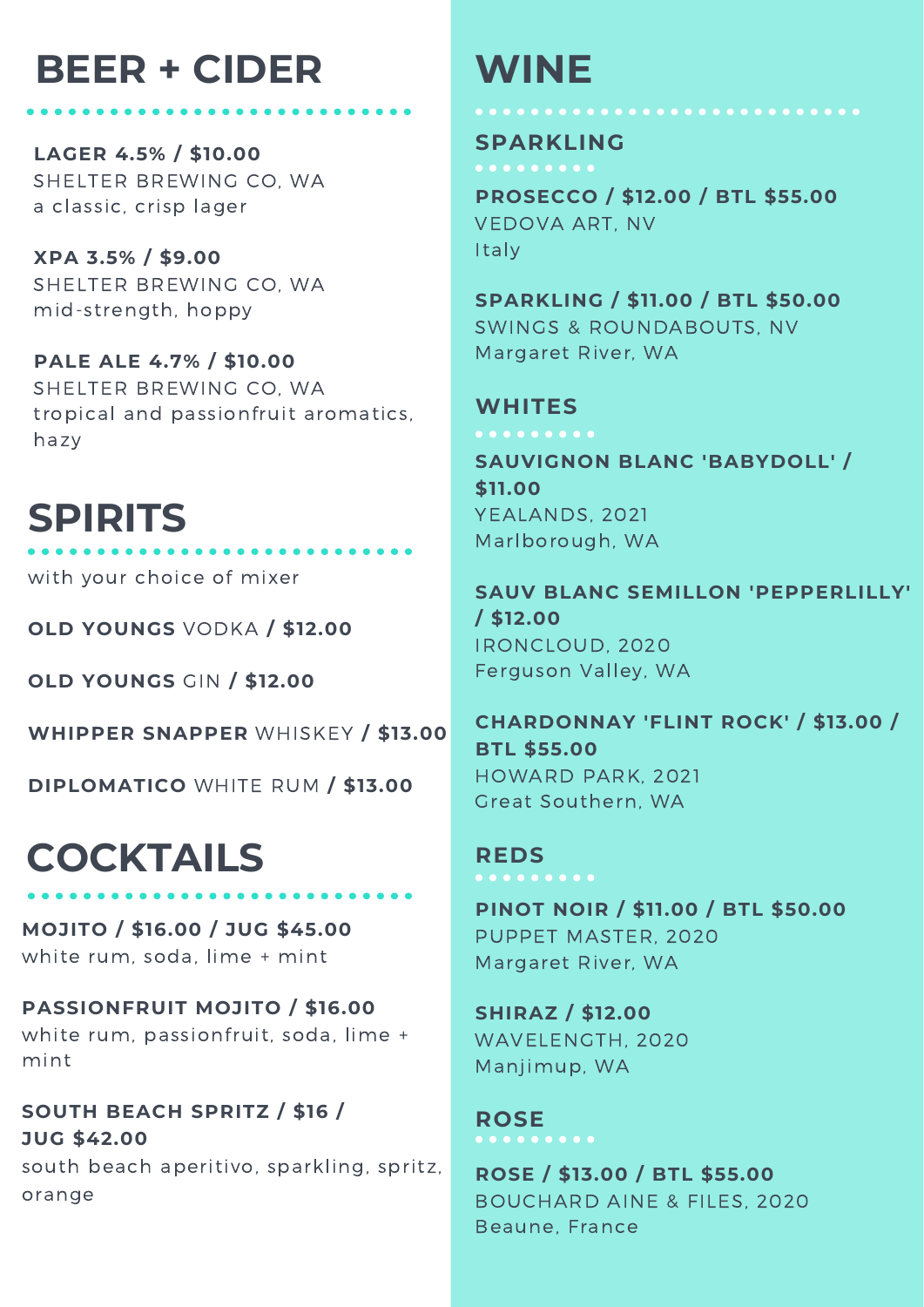# BEER + CIDER

**LAGER 4.5% / $10.00**
SHELTER BREWING CO, WA
a classic, crisp lager

**XPA 3.5% / $9.00**
SHELTER BREWING CO, WA
mid-strength, hoppy

**PALE ALE 4.7% / $10.00**
SHELTER BREWING CO, WA
tropical and passionfruit aromatics, hazy

# SPIRITS

with your choice of mixer

**OLD YOUNGS** VODKA **/ $12.00**

**OLD YOUNGS** GIN **/ $12.00**

**WHIPPER SNAPPER** WHISKEY **/ $13.00**

**DIPLOMATICO** WHITE RUM **/ $13.00**

# COCKTAILS

**MOJITO / $16.00 / JUG $45.00**
white rum, soda, lime + mint

**PASSIONFRUIT MOJITO / $16.00**
white rum, passionfruit, soda, lime + mint

**SOUTH BEACH SPRITZ / $16 / JUG $42.00**
south beach aperitivo, sparkling, spritz, orange

# WINE

## SPARKLING

**PROSECCO / $12.00 / BTL $55.00**
VEDOVA ART, NV
Italy

**SPARKLING / $11.00 / BTL $50.00**
SWINGS & ROUNDABOUTS, NV
Margaret River, WA

## WHITES

**SAUVIGNON BLANC 'BABYDOLL' / $11.00**
YEALANDS, 2021
Marlborough, WA

**SAUV BLANC SEMILLON 'PEPPERLILLY' / $12.00**
IRONCLOUD, 2020
Ferguson Valley, WA

**CHARDONNAY 'FLINT ROCK' / $13.00 / BTL $55.00**
HOWARD PARK, 2021
Great Southern, WA

## REDS

**PINOT NOIR / $11.00 / BTL $50.00**
PUPPET MASTER, 2020
Margaret River, WA

**SHIRAZ / $12.00**
WAVELENGTH, 2020
Manjimup, WA

## ROSE

**ROSE / $13.00 / BTL $55.00**
BOUCHARD AINE & FILES, 2020
Beaune, France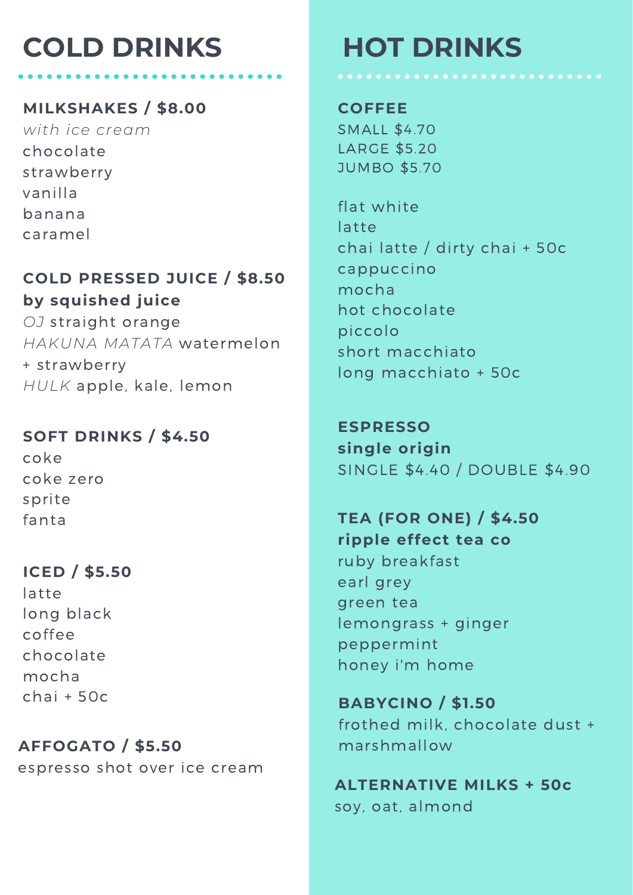# COLD DRINKS

## MILKSHAKES / $8.00

*with ice cream*

chocolate
strawberry
vanilla
banana
caramel

## COLD PRESSED JUICE / $8.50

**by squished juice**

*OJ* straight orange
*HAKUNA MATATA* watermelon + strawberry
*HULK* apple, kale, lemon

## SOFT DRINKS / $4.50

coke
coke zero
sprite
fanta

## ICED / $5.50

latte
long black
coffee
chocolate
mocha
chai + 50c

## AFFOGATO / $5.50

espresso shot over ice cream

# HOT DRINKS

## COFFEE

SMALL $4.70
LARGE $5.20
JUMBO $5.70

flat white
latte
chai latte / dirty chai + 50c
cappuccino
mocha
hot chocolate
piccolo
short macchiato
long macchiato + 50c

## ESPRESSO

**single origin**

SINGLE $4.40 / DOUBLE $4.90

## TEA (FOR ONE) / $4.50

**ripple effect tea co**

ruby breakfast
earl grey
green tea
lemongrass + ginger
peppermint
honey i'm home

## BABYCINO / $1.50

frothed milk, chocolate dust + marshmallow

## ALTERNATIVE MILKS + 50c

soy, oat, almond